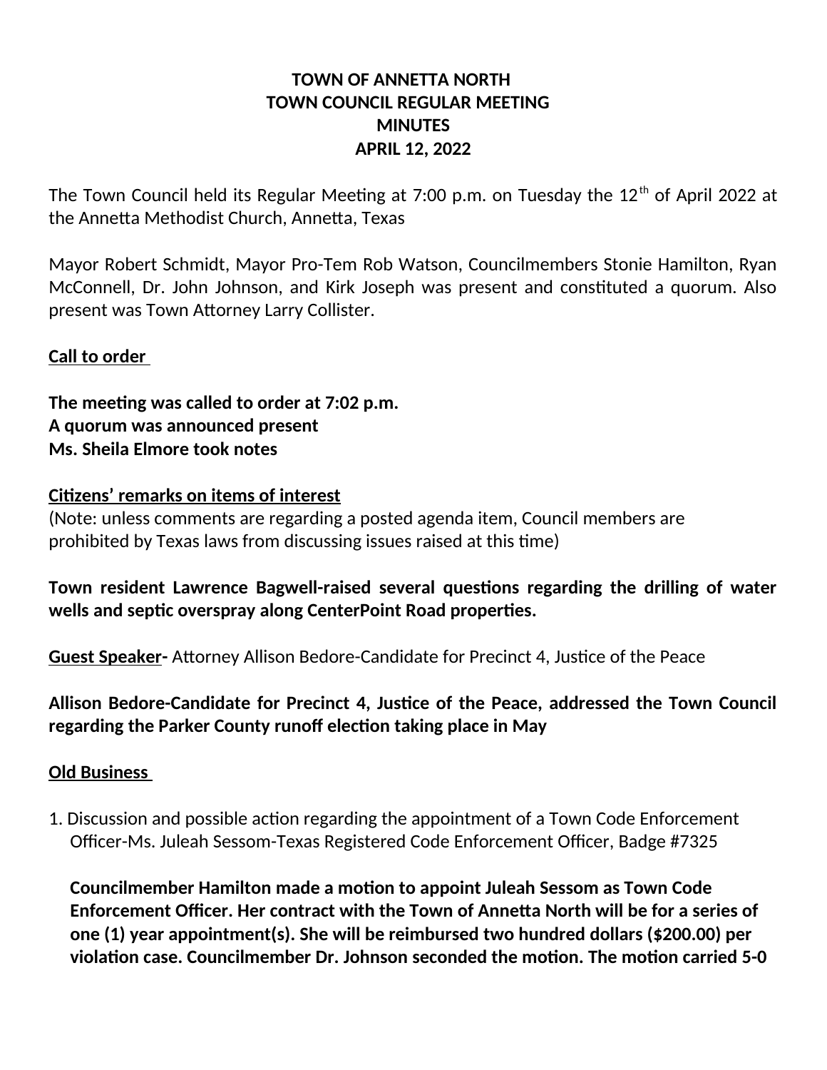**TOWN OF ANNETTA NORTH**
**TOWN COUNCIL REGULAR MEETING**
**MINUTES**
**APRIL 12, 2022**

The Town Council held its Regular Meeting at 7:00 p.m. on Tuesday the 12th of April 2022 at the Annetta Methodist Church, Annetta, Texas

Mayor Robert Schmidt, Mayor Pro-Tem Rob Watson, Councilmembers Stonie Hamilton, Ryan McConnell, Dr. John Johnson, and Kirk Joseph was present and constituted a quorum. Also present was Town Attorney Larry Collister.

**Call to order**

**The meeting was called to order at 7:02 p.m.**
**A quorum was announced present**
**Ms. Sheila Elmore took notes**

**Citizens' remarks on items of interest**
(Note: unless comments are regarding a posted agenda item, Council members are prohibited by Texas laws from discussing issues raised at this time)

**Town resident Lawrence Bagwell-raised several questions regarding the drilling of water wells and septic overspray along CenterPoint Road properties.**

**Guest Speaker-** Attorney Allison Bedore-Candidate for Precinct 4, Justice of the Peace

**Allison Bedore-Candidate for Precinct 4, Justice of the Peace, addressed the Town Council regarding the Parker County runoff election taking place in May**

**Old Business**

1. Discussion and possible action regarding the appointment of a Town Code Enforcement Officer-Ms. Juleah Sessom-Texas Registered Code Enforcement Officer, Badge #7325

   **Councilmember Hamilton made a motion to appoint Juleah Sessom as Town Code Enforcement Officer. Her contract with the Town of Annetta North will be for a series of one (1) year appointment(s). She will be reimbursed two hundred dollars ($200.00) per violation case. Councilmember Dr. Johnson seconded the motion. The motion carried 5-0**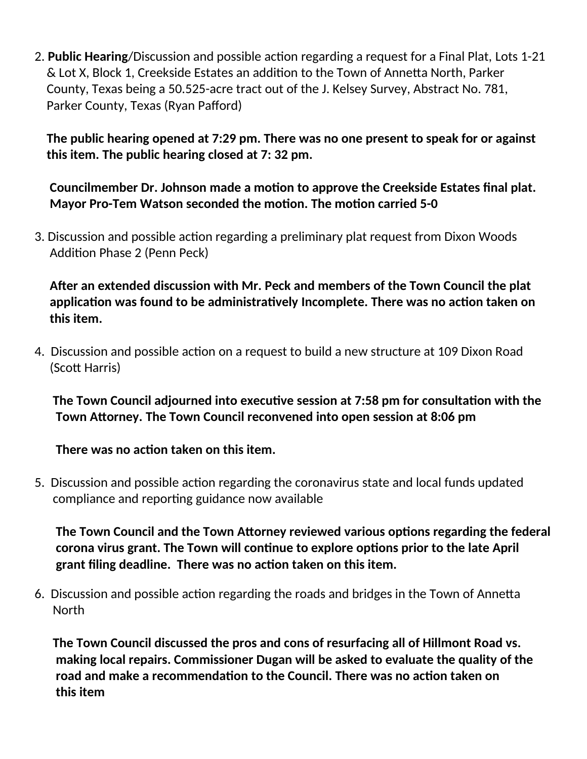2. **Public Hearing**/Discussion and possible action regarding a request for a Final Plat, Lots 1-21 & Lot X, Block 1, Creekside Estates an addition to the Town of Annetta North, Parker County, Texas being a 50.525-acre tract out of the J. Kelsey Survey, Abstract No. 781, Parker County, Texas (Ryan Pafford)

   **The public hearing opened at 7:29 pm. There was no one present to speak for or against this item. The public hearing closed at 7: 32 pm.**

   **Councilmember Dr. Johnson made a motion to approve the Creekside Estates final plat. Mayor Pro-Tem Watson seconded the motion. The motion carried 5-0**

3. Discussion and possible action regarding a preliminary plat request from Dixon Woods Addition Phase 2 (Penn Peck)

   **After an extended discussion with Mr. Peck and members of the Town Council the plat application was found to be administratively Incomplete. There was no action taken on this item.**

4. Discussion and possible action on a request to build a new structure at 109 Dixon Road (Scott Harris)

   **The Town Council adjourned into executive session at 7:58 pm for consultation with the Town Attorney. The Town Council reconvened into open session at 8:06 pm**

   **There was no action taken on this item.**

5. Discussion and possible action regarding the coronavirus state and local funds updated compliance and reporting guidance now available

   **The Town Council and the Town Attorney reviewed various options regarding the federal corona virus grant. The Town will continue to explore options prior to the late April grant filing deadline. There was no action taken on this item.**

6. Discussion and possible action regarding the roads and bridges in the Town of Annetta North

   **The Town Council discussed the pros and cons of resurfacing all of Hillmont Road vs. making local repairs. Commissioner Dugan will be asked to evaluate the quality of the road and make a recommendation to the Council. There was no action taken on this item**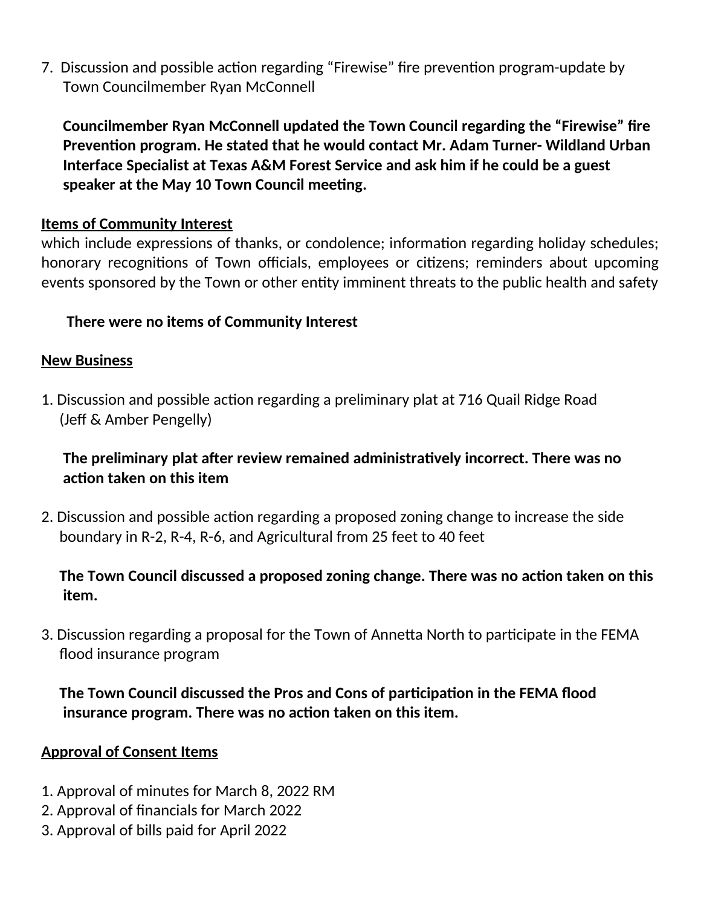7. Discussion and possible action regarding "Firewise" fire prevention program-update by Town Councilmember Ryan McConnell

   **Councilmember Ryan McConnell updated the Town Council regarding the "Firewise" fire Prevention program. He stated that he would contact Mr. Adam Turner- Wildland Urban Interface Specialist at Texas A&M Forest Service and ask him if he could be a guest speaker at the May 10 Town Council meeting.**

**Items of Community Interest**

which include expressions of thanks, or condolence; information regarding holiday schedules; honorary recognitions of Town officials, employees or citizens; reminders about upcoming events sponsored by the Town or other entity imminent threats to the public health and safety

**There were no items of Community Interest**

**New Business**

1. Discussion and possible action regarding a preliminary plat at 716 Quail Ridge Road (Jeff & Amber Pengelly)

   **The preliminary plat after review remained administratively incorrect. There was no action taken on this item**

2. Discussion and possible action regarding a proposed zoning change to increase the side boundary in R-2, R-4, R-6, and Agricultural from 25 feet to 40 feet

   **The Town Council discussed a proposed zoning change. There was no action taken on this item.**

3. Discussion regarding a proposal for the Town of Annetta North to participate in the FEMA flood insurance program

   **The Town Council discussed the Pros and Cons of participation in the FEMA flood insurance program. There was no action taken on this item.**

**Approval of Consent Items**

1. Approval of minutes for March 8, 2022 RM
2. Approval of financials for March 2022
3. Approval of bills paid for April 2022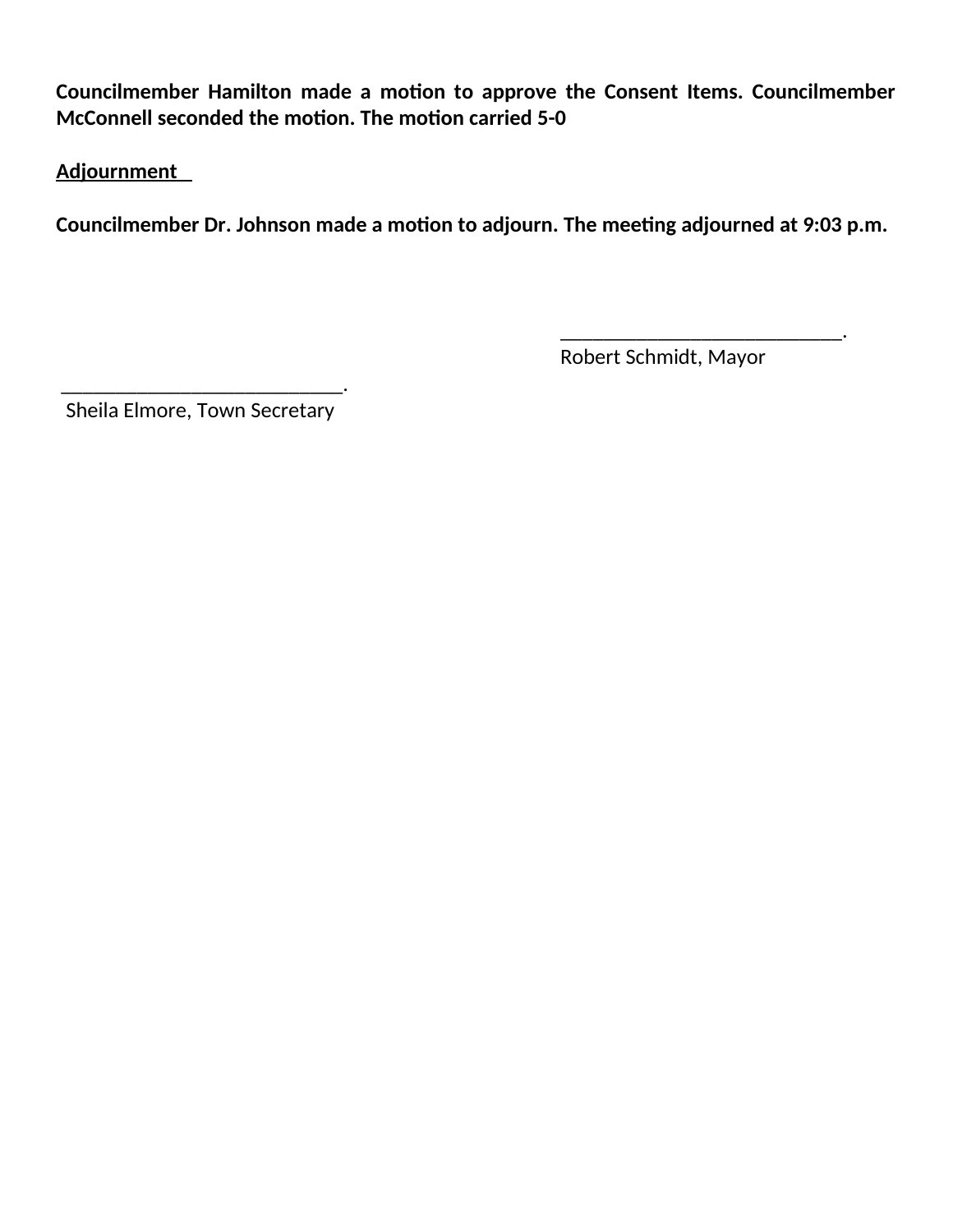**Councilmember Hamilton made a motion to approve the Consent Items. Councilmember McConnell seconded the motion. The motion carried 5-0**

**Adjournment**

**Councilmember Dr. Johnson made a motion to adjourn. The meeting adjourned at 9:03 p.m.**

___________________________.
Robert Schmidt, Mayor

___________________________.
Sheila Elmore, Town Secretary